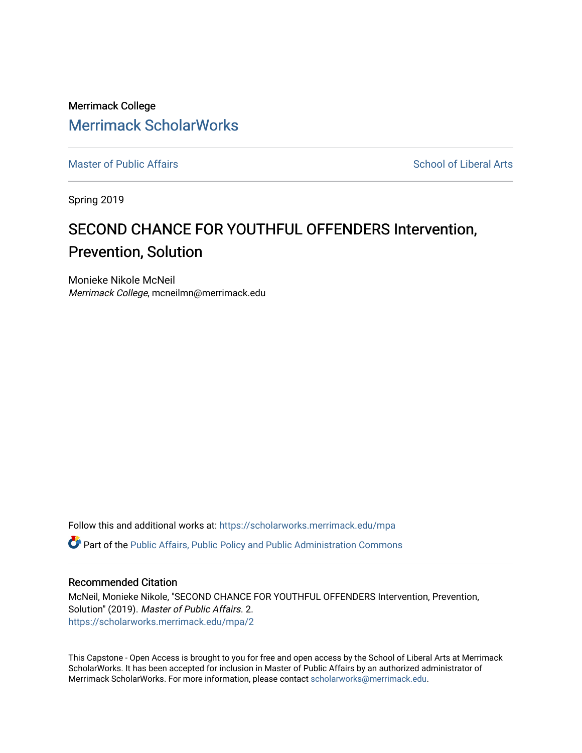Merrimack College

# Merrimack ScholarWorks

Master of Public Affairs | School of Liberal Arts

Spring 2019

## SECOND CHANCE FOR YOUTHFUL OFFENDERS Intervention, Prevention, Solution

Monieke Nikole McNeil
*Merrimack College*, mcneilmn@merrimack.edu

Follow this and additional works at: https://scholarworks.merrimack.edu/mpa

Part of the Public Affairs, Public Policy and Public Administration Commons

### Recommended Citation

McNeil, Monieke Nikole, "SECOND CHANCE FOR YOUTHFUL OFFENDERS Intervention, Prevention, Solution" (2019). *Master of Public Affairs*. 2.
https://scholarworks.merrimack.edu/mpa/2

This Capstone - Open Access is brought to you for free and open access by the School of Liberal Arts at Merrimack ScholarWorks. It has been accepted for inclusion in Master of Public Affairs by an authorized administrator of Merrimack ScholarWorks. For more information, please contact scholarworks@merrimack.edu.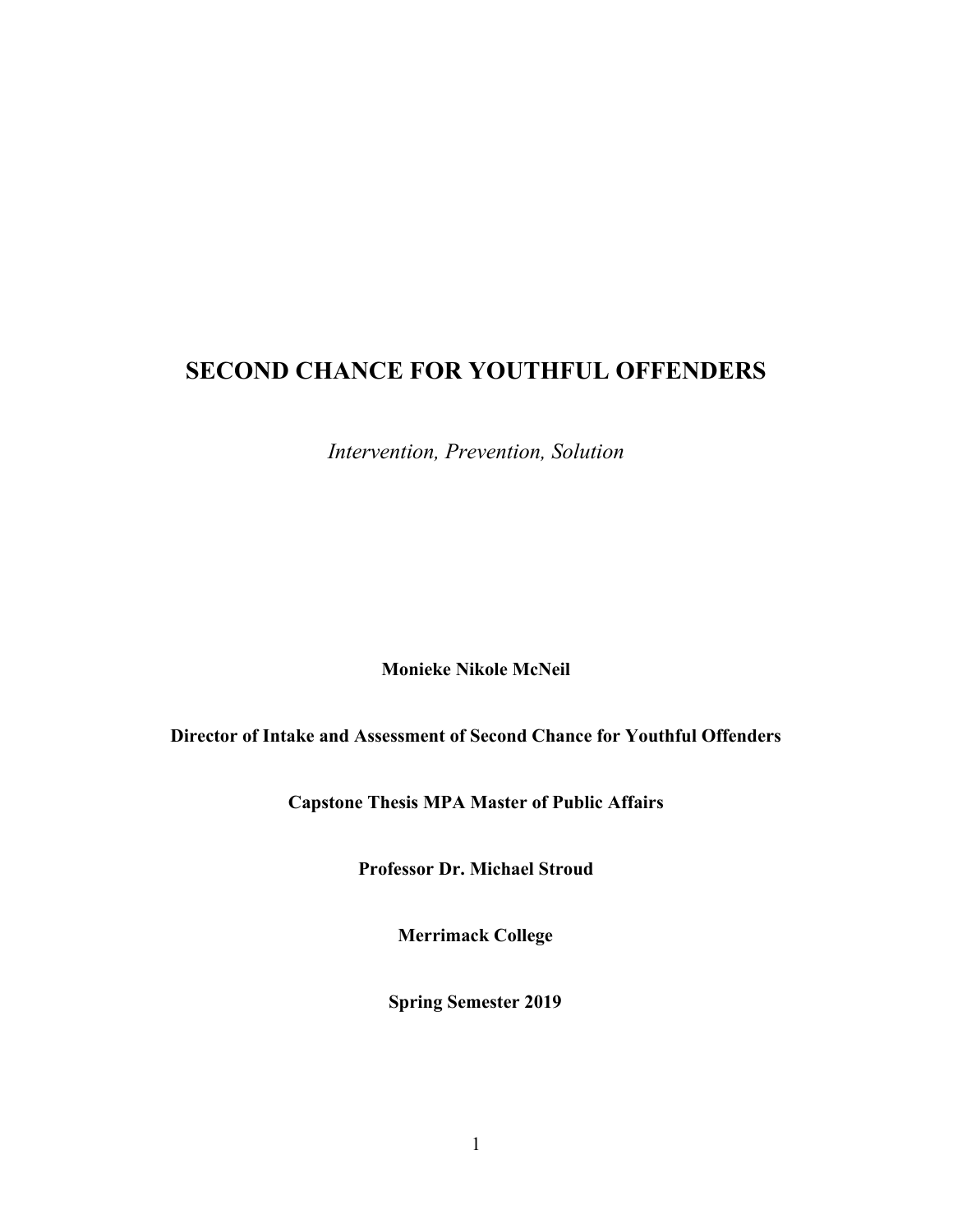# SECOND CHANCE FOR YOUTHFUL OFFENDERS

*Intervention, Prevention, Solution*

**Monieke Nikole McNeil**

**Director of Intake and Assessment of Second Chance for Youthful Offenders**

**Capstone Thesis MPA Master of Public Affairs**

**Professor Dr. Michael Stroud**

**Merrimack College**

**Spring Semester 2019**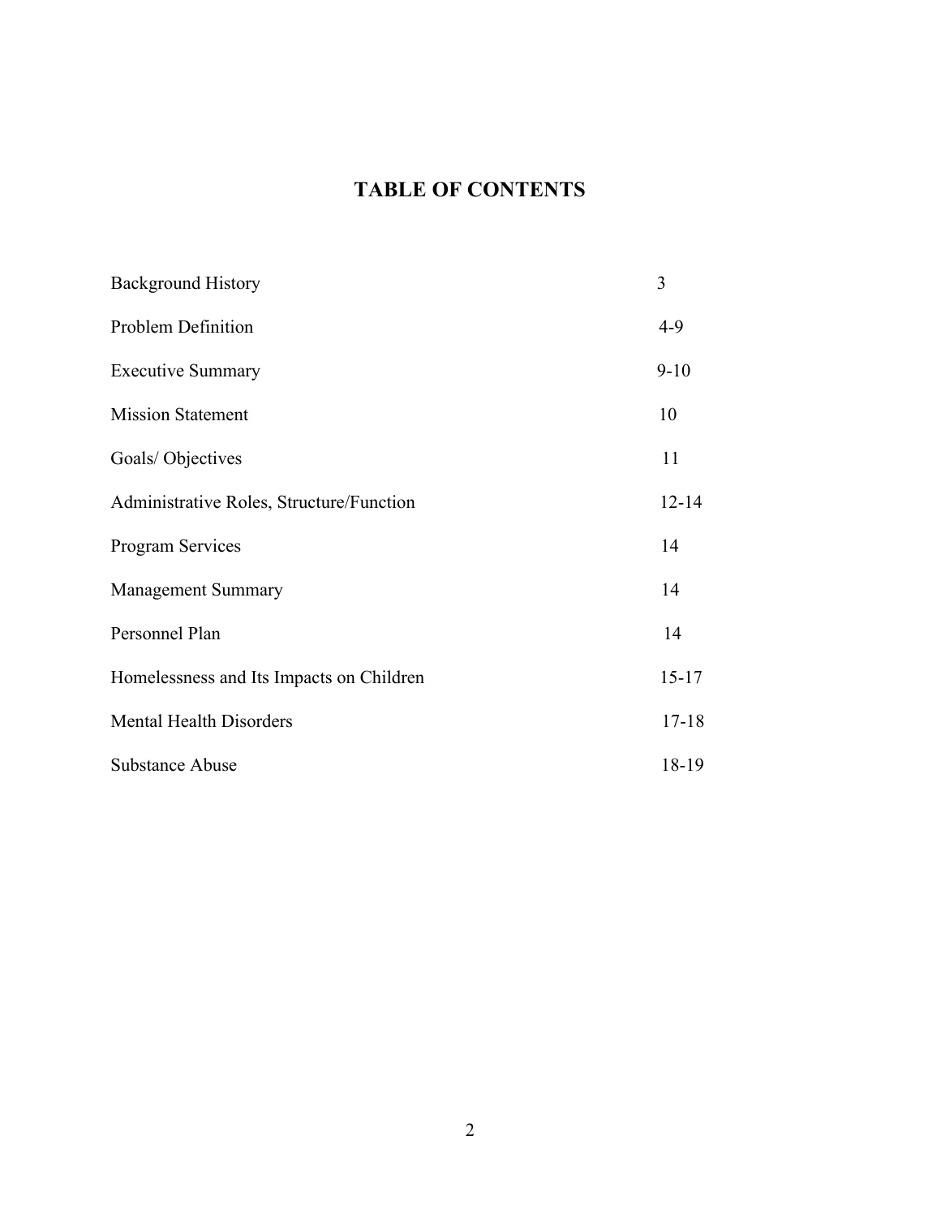# TABLE OF CONTENTS

| | |
|---|---|
| Background History | 3 |
| Problem Definition | 4-9 |
| Executive Summary | 9-10 |
| Mission Statement | 10 |
| Goals/ Objectives | 11 |
| Administrative Roles, Structure/Function | 12-14 |
| Program Services | 14 |
| Management Summary | 14 |
| Personnel Plan | 14 |
| Homelessness and Its Impacts on Children | 15-17 |
| Mental Health Disorders | 17-18 |
| Substance Abuse | 18-19 |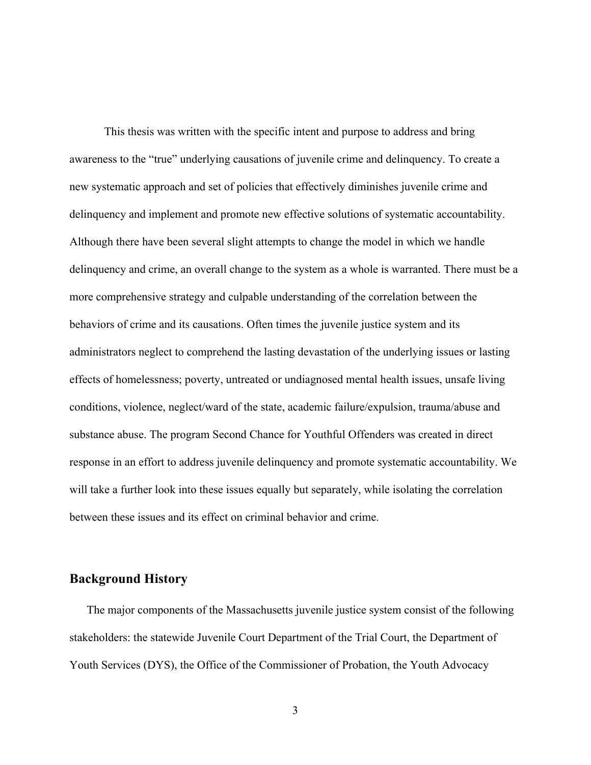This thesis was written with the specific intent and purpose to address and bring awareness to the "true" underlying causations of juvenile crime and delinquency. To create a new systematic approach and set of policies that effectively diminishes juvenile crime and delinquency and implement and promote new effective solutions of systematic accountability. Although there have been several slight attempts to change the model in which we handle delinquency and crime, an overall change to the system as a whole is warranted. There must be a more comprehensive strategy and culpable understanding of the correlation between the behaviors of crime and its causations. Often times the juvenile justice system and its administrators neglect to comprehend the lasting devastation of the underlying issues or lasting effects of homelessness; poverty, untreated or undiagnosed mental health issues, unsafe living conditions, violence, neglect/ward of the state, academic failure/expulsion, trauma/abuse and substance abuse. The program Second Chance for Youthful Offenders was created in direct response in an effort to address juvenile delinquency and promote systematic accountability. We will take a further look into these issues equally but separately, while isolating the correlation between these issues and its effect on criminal behavior and crime.

## Background History

The major components of the Massachusetts juvenile justice system consist of the following stakeholders: the statewide Juvenile Court Department of the Trial Court, the Department of Youth Services (DYS), the Office of the Commissioner of Probation, the Youth Advocacy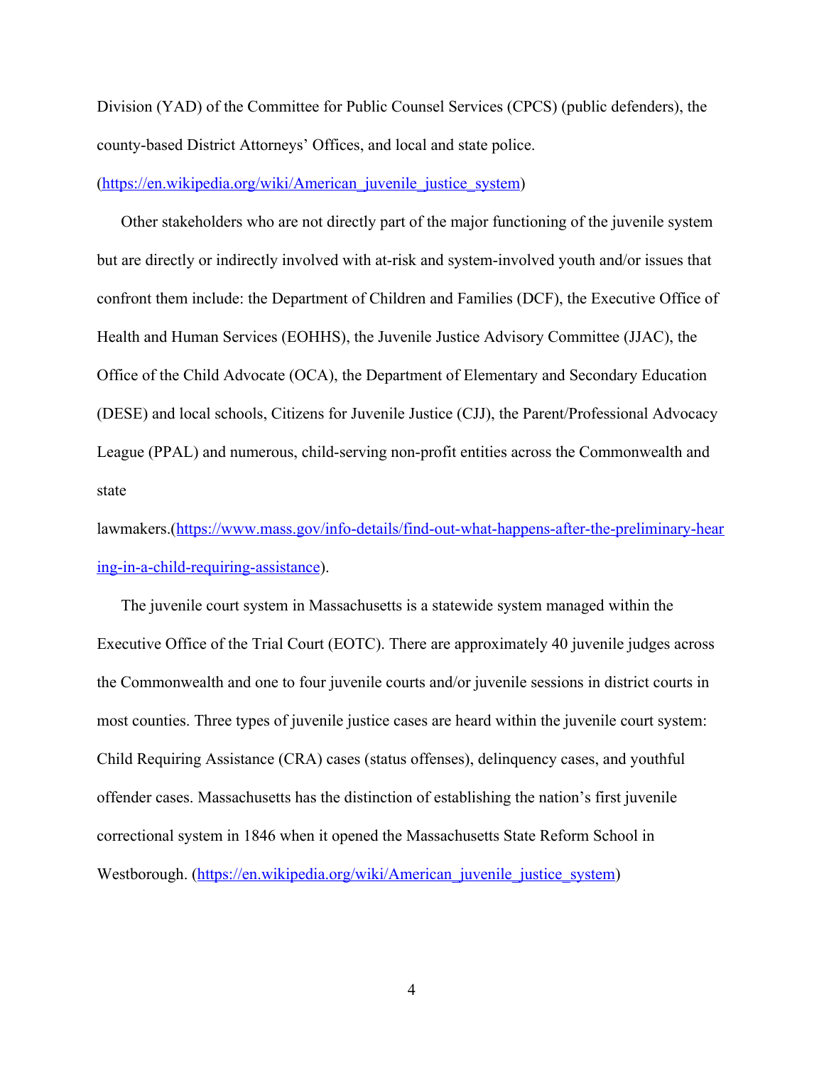Division (YAD) of the Committee for Public Counsel Services (CPCS) (public defenders), the county-based District Attorneys' Offices, and local and state police. (https://en.wikipedia.org/wiki/American_juvenile_justice_system)

Other stakeholders who are not directly part of the major functioning of the juvenile system but are directly or indirectly involved with at-risk and system-involved youth and/or issues that confront them include: the Department of Children and Families (DCF), the Executive Office of Health and Human Services (EOHHS), the Juvenile Justice Advisory Committee (JJAC), the Office of the Child Advocate (OCA), the Department of Elementary and Secondary Education (DESE) and local schools, Citizens for Juvenile Justice (CJJ), the Parent/Professional Advocacy League (PPAL) and numerous, child-serving non-profit entities across the Commonwealth and state lawmakers.(https://www.mass.gov/info-details/find-out-what-happens-after-the-preliminary-hearing-in-a-child-requiring-assistance).

The juvenile court system in Massachusetts is a statewide system managed within the Executive Office of the Trial Court (EOTC). There are approximately 40 juvenile judges across the Commonwealth and one to four juvenile courts and/or juvenile sessions in district courts in most counties. Three types of juvenile justice cases are heard within the juvenile court system: Child Requiring Assistance (CRA) cases (status offenses), delinquency cases, and youthful offender cases. Massachusetts has the distinction of establishing the nation's first juvenile correctional system in 1846 when it opened the Massachusetts State Reform School in Westborough. (https://en.wikipedia.org/wiki/American_juvenile_justice_system)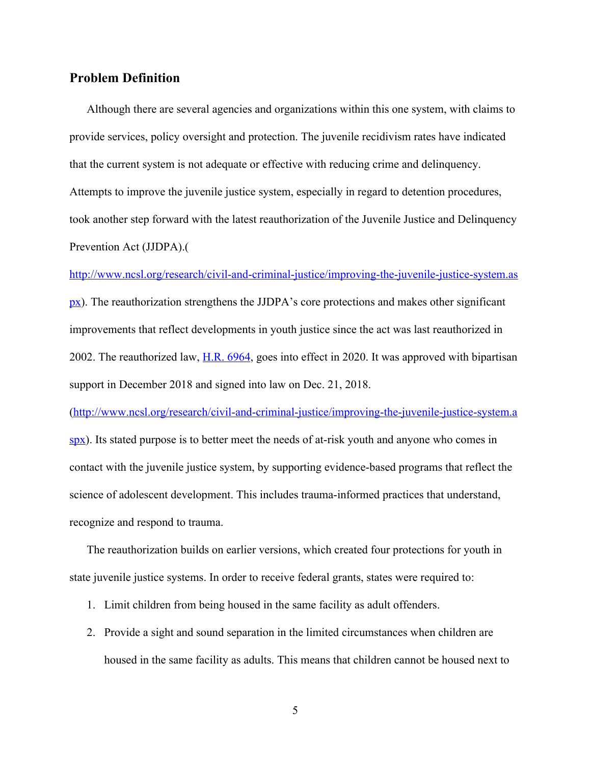## Problem Definition

Although there are several agencies and organizations within this one system, with claims to provide services, policy oversight and protection. The juvenile recidivism rates have indicated that the current system is not adequate or effective with reducing crime and delinquency. Attempts to improve the juvenile justice system, especially in regard to detention procedures, took another step forward with the latest reauthorization of the Juvenile Justice and Delinquency Prevention Act (JJDPA).(http://www.ncsl.org/research/civil-and-criminal-justice/improving-the-juvenile-justice-system.aspx). The reauthorization strengthens the JJDPA's core protections and makes other significant improvements that reflect developments in youth justice since the act was last reauthorized in 2002. The reauthorized law, H.R. 6964, goes into effect in 2020. It was approved with bipartisan support in December 2018 and signed into law on Dec. 21, 2018. (http://www.ncsl.org/research/civil-and-criminal-justice/improving-the-juvenile-justice-system.aspx). Its stated purpose is to better meet the needs of at-risk youth and anyone who comes in contact with the juvenile justice system, by supporting evidence-based programs that reflect the science of adolescent development. This includes trauma-informed practices that understand, recognize and respond to trauma.

The reauthorization builds on earlier versions, which created four protections for youth in state juvenile justice systems. In order to receive federal grants, states were required to:

1. Limit children from being housed in the same facility as adult offenders.
2. Provide a sight and sound separation in the limited circumstances when children are housed in the same facility as adults. This means that children cannot be housed next to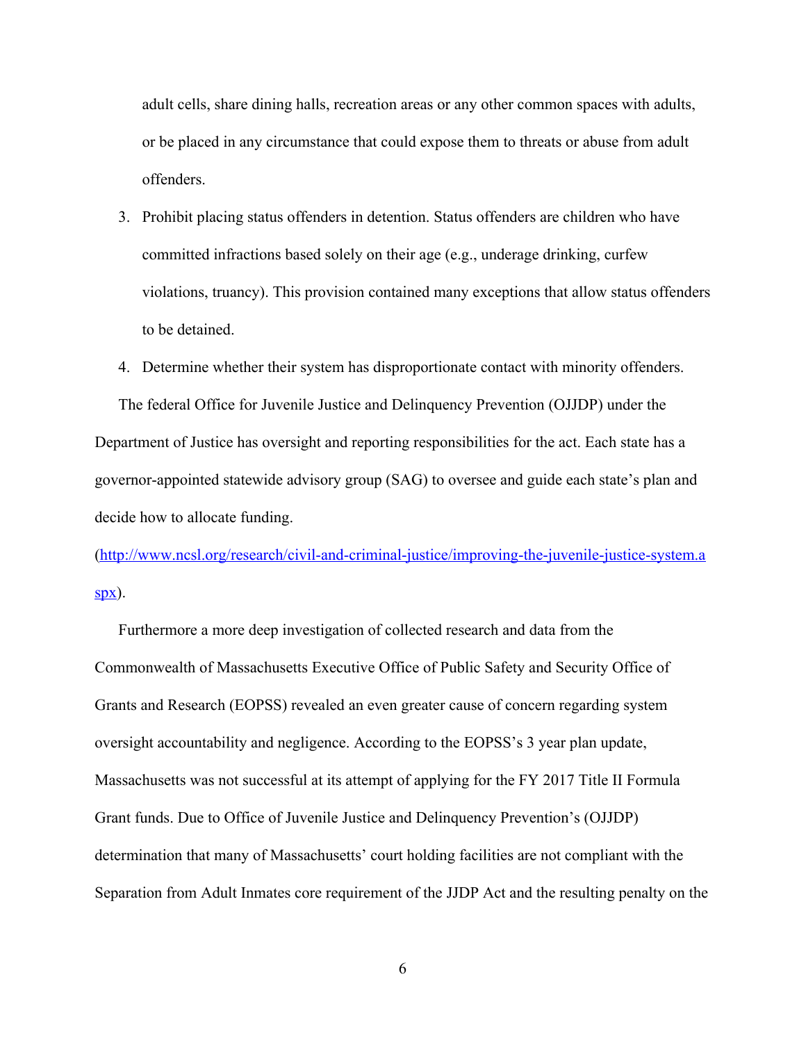adult cells, share dining halls, recreation areas or any other common spaces with adults, or be placed in any circumstance that could expose them to threats or abuse from adult offenders.

3. Prohibit placing status offenders in detention. Status offenders are children who have committed infractions based solely on their age (e.g., underage drinking, curfew violations, truancy). This provision contained many exceptions that allow status offenders to be detained.
4. Determine whether their system has disproportionate contact with minority offenders.

The federal Office for Juvenile Justice and Delinquency Prevention (OJJDP) under the Department of Justice has oversight and reporting responsibilities for the act. Each state has a governor-appointed statewide advisory group (SAG) to oversee and guide each state's plan and decide how to allocate funding. (http://www.ncsl.org/research/civil-and-criminal-justice/improving-the-juvenile-justice-system.aspx).

Furthermore a more deep investigation of collected research and data from the Commonwealth of Massachusetts Executive Office of Public Safety and Security Office of Grants and Research (EOPSS) revealed an even greater cause of concern regarding system oversight accountability and negligence. According to the EOPSS's 3 year plan update, Massachusetts was not successful at its attempt of applying for the FY 2017 Title II Formula Grant funds. Due to Office of Juvenile Justice and Delinquency Prevention's (OJJDP) determination that many of Massachusetts' court holding facilities are not compliant with the Separation from Adult Inmates core requirement of the JJDP Act and the resulting penalty on the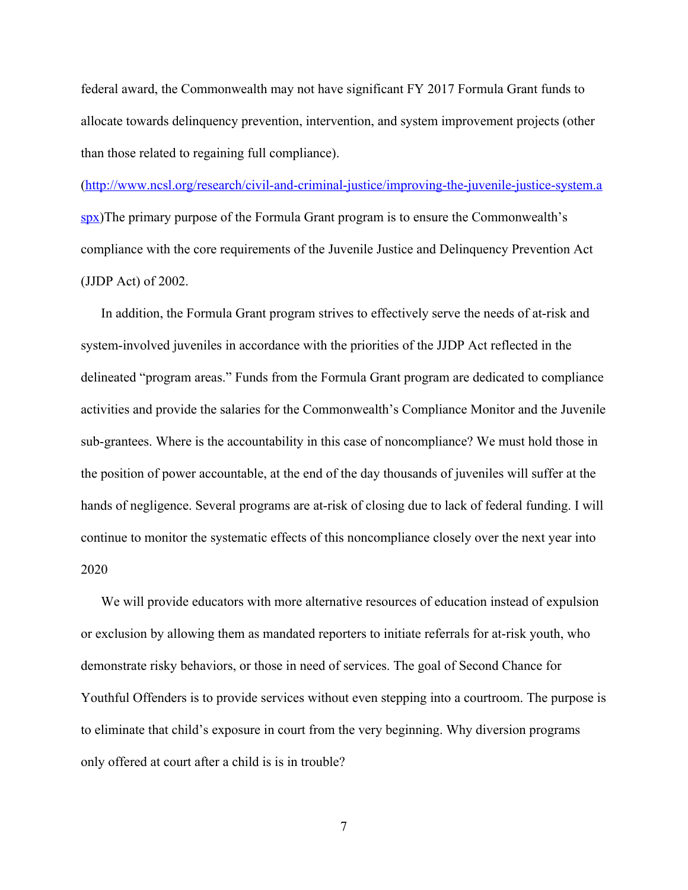federal award, the Commonwealth may not have significant FY 2017 Formula Grant funds to allocate towards delinquency prevention, intervention, and system improvement projects (other than those related to regaining full compliance).

(http://www.ncsl.org/research/civil-and-criminal-justice/improving-the-juvenile-justice-system.aspx)The primary purpose of the Formula Grant program is to ensure the Commonwealth's compliance with the core requirements of the Juvenile Justice and Delinquency Prevention Act (JJDP Act) of 2002.

In addition, the Formula Grant program strives to effectively serve the needs of at-risk and system-involved juveniles in accordance with the priorities of the JJDP Act reflected in the delineated "program areas." Funds from the Formula Grant program are dedicated to compliance activities and provide the salaries for the Commonwealth's Compliance Monitor and the Juvenile sub-grantees. Where is the accountability in this case of noncompliance? We must hold those in the position of power accountable, at the end of the day thousands of juveniles will suffer at the hands of negligence. Several programs are at-risk of closing due to lack of federal funding. I will continue to monitor the systematic effects of this noncompliance closely over the next year into 2020

We will provide educators with more alternative resources of education instead of expulsion or exclusion by allowing them as mandated reporters to initiate referrals for at-risk youth, who demonstrate risky behaviors, or those in need of services. The goal of Second Chance for Youthful Offenders is to provide services without even stepping into a courtroom. The purpose is to eliminate that child's exposure in court from the very beginning. Why diversion programs only offered at court after a child is is in trouble?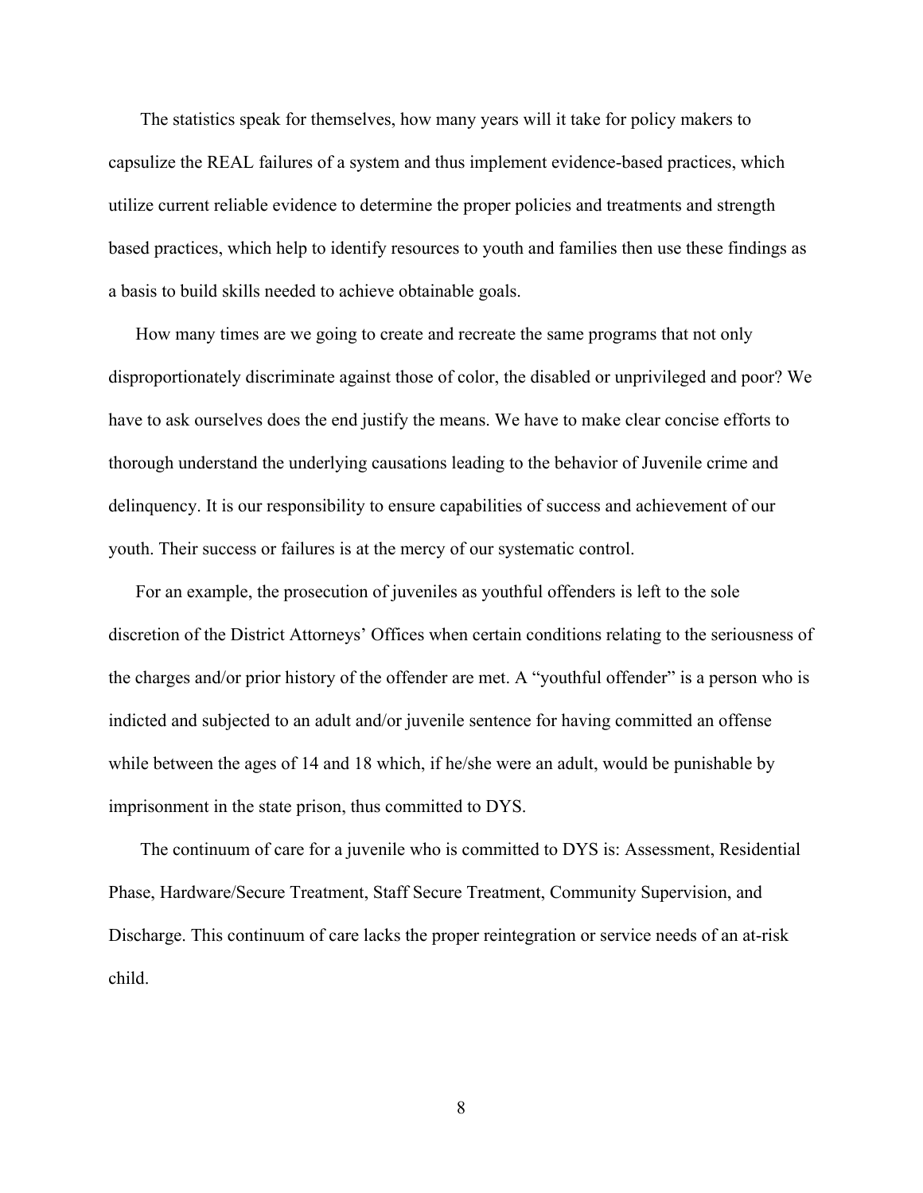The statistics speak for themselves, how many years will it take for policy makers to capsulize the REAL failures of a system and thus implement evidence-based practices, which utilize current reliable evidence to determine the proper policies and treatments and strength based practices, which help to identify resources to youth and families then use these findings as a basis to build skills needed to achieve obtainable goals.

How many times are we going to create and recreate the same programs that not only disproportionately discriminate against those of color, the disabled or unprivileged and poor? We have to ask ourselves does the end justify the means. We have to make clear concise efforts to thorough understand the underlying causations leading to the behavior of Juvenile crime and delinquency. It is our responsibility to ensure capabilities of success and achievement of our youth. Their success or failures is at the mercy of our systematic control.

For an example, the prosecution of juveniles as youthful offenders is left to the sole discretion of the District Attorneys' Offices when certain conditions relating to the seriousness of the charges and/or prior history of the offender are met. A "youthful offender" is a person who is indicted and subjected to an adult and/or juvenile sentence for having committed an offense while between the ages of 14 and 18 which, if he/she were an adult, would be punishable by imprisonment in the state prison, thus committed to DYS.

The continuum of care for a juvenile who is committed to DYS is: Assessment, Residential Phase, Hardware/Secure Treatment, Staff Secure Treatment, Community Supervision, and Discharge. This continuum of care lacks the proper reintegration or service needs of an at-risk child.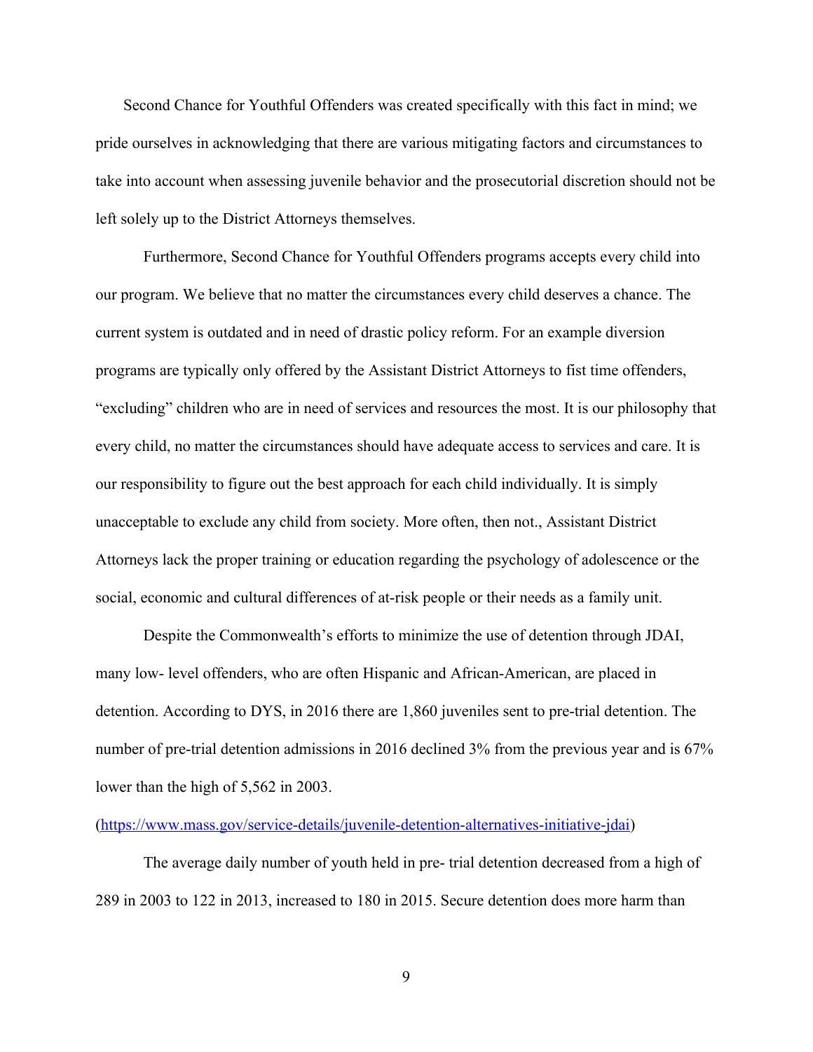Second Chance for Youthful Offenders was created specifically with this fact in mind; we pride ourselves in acknowledging that there are various mitigating factors and circumstances to take into account when assessing juvenile behavior and the prosecutorial discretion should not be left solely up to the District Attorneys themselves.

Furthermore, Second Chance for Youthful Offenders programs accepts every child into our program. We believe that no matter the circumstances every child deserves a chance. The current system is outdated and in need of drastic policy reform. For an example diversion programs are typically only offered by the Assistant District Attorneys to fist time offenders, "excluding" children who are in need of services and resources the most. It is our philosophy that every child, no matter the circumstances should have adequate access to services and care. It is our responsibility to figure out the best approach for each child individually. It is simply unacceptable to exclude any child from society. More often, then not., Assistant District Attorneys lack the proper training or education regarding the psychology of adolescence or the social, economic and cultural differences of at-risk people or their needs as a family unit.

Despite the Commonwealth's efforts to minimize the use of detention through JDAI, many low- level offenders, who are often Hispanic and African-American, are placed in detention. According to DYS, in 2016 there are 1,860 juveniles sent to pre-trial detention. The number of pre-trial detention admissions in 2016 declined 3% from the previous year and is 67% lower than the high of 5,562 in 2003.

(https://www.mass.gov/service-details/juvenile-detention-alternatives-initiative-jdai)

The average daily number of youth held in pre- trial detention decreased from a high of 289 in 2003 to 122 in 2013, increased to 180 in 2015. Secure detention does more harm than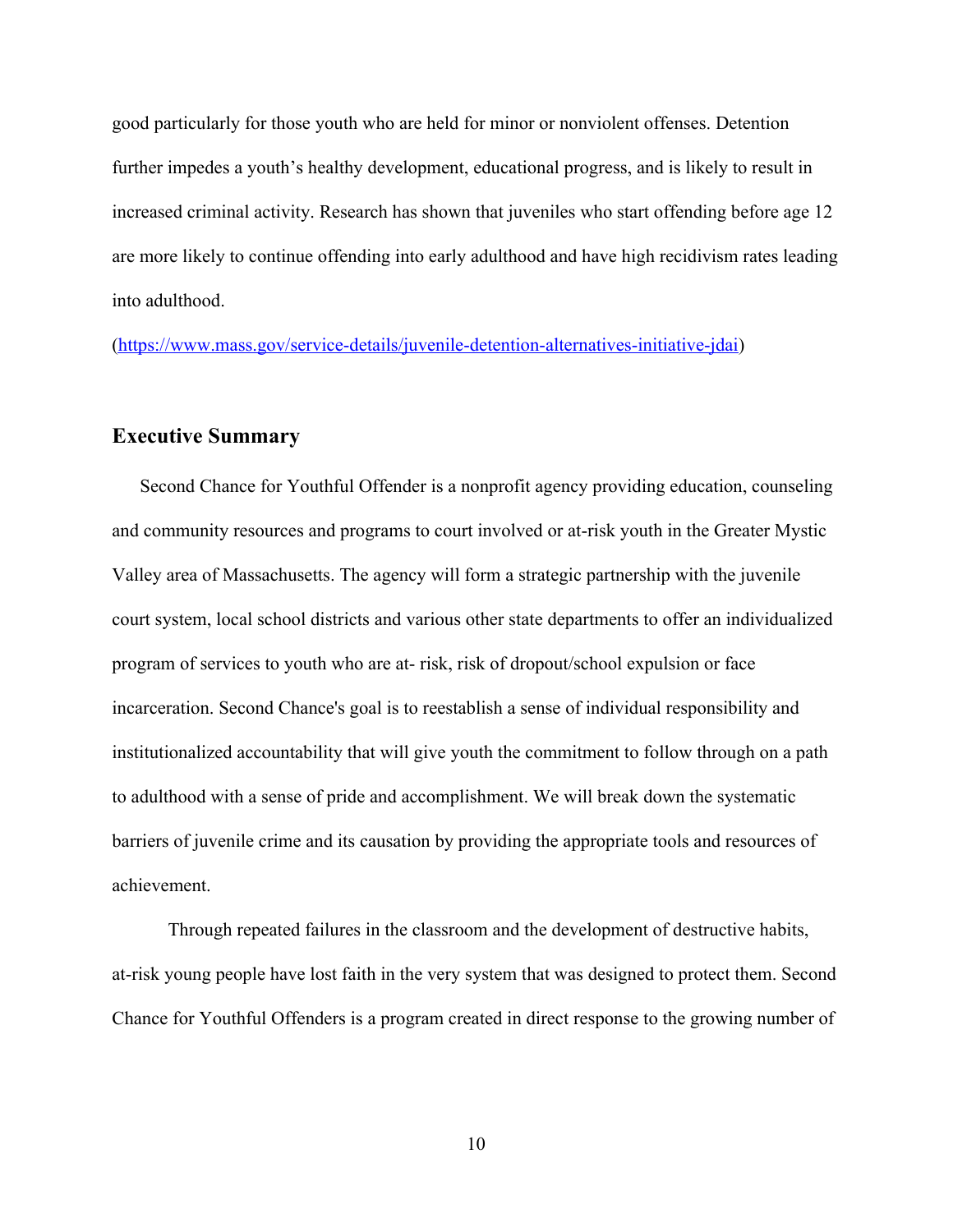good particularly for those youth who are held for minor or nonviolent offenses. Detention further impedes a youth's healthy development, educational progress, and is likely to result in increased criminal activity. Research has shown that juveniles who start offending before age 12 are more likely to continue offending into early adulthood and have high recidivism rates leading into adulthood.

(https://www.mass.gov/service-details/juvenile-detention-alternatives-initiative-jdai)

## Executive Summary

Second Chance for Youthful Offender is a nonprofit agency providing education, counseling and community resources and programs to court involved or at-risk youth in the Greater Mystic Valley area of Massachusetts. The agency will form a strategic partnership with the juvenile court system, local school districts and various other state departments to offer an individualized program of services to youth who are at- risk, risk of dropout/school expulsion or face incarceration. Second Chance's goal is to reestablish a sense of individual responsibility and institutionalized accountability that will give youth the commitment to follow through on a path to adulthood with a sense of pride and accomplishment. We will break down the systematic barriers of juvenile crime and its causation by providing the appropriate tools and resources of achievement.

Through repeated failures in the classroom and the development of destructive habits, at-risk young people have lost faith in the very system that was designed to protect them. Second Chance for Youthful Offenders is a program created in direct response to the growing number of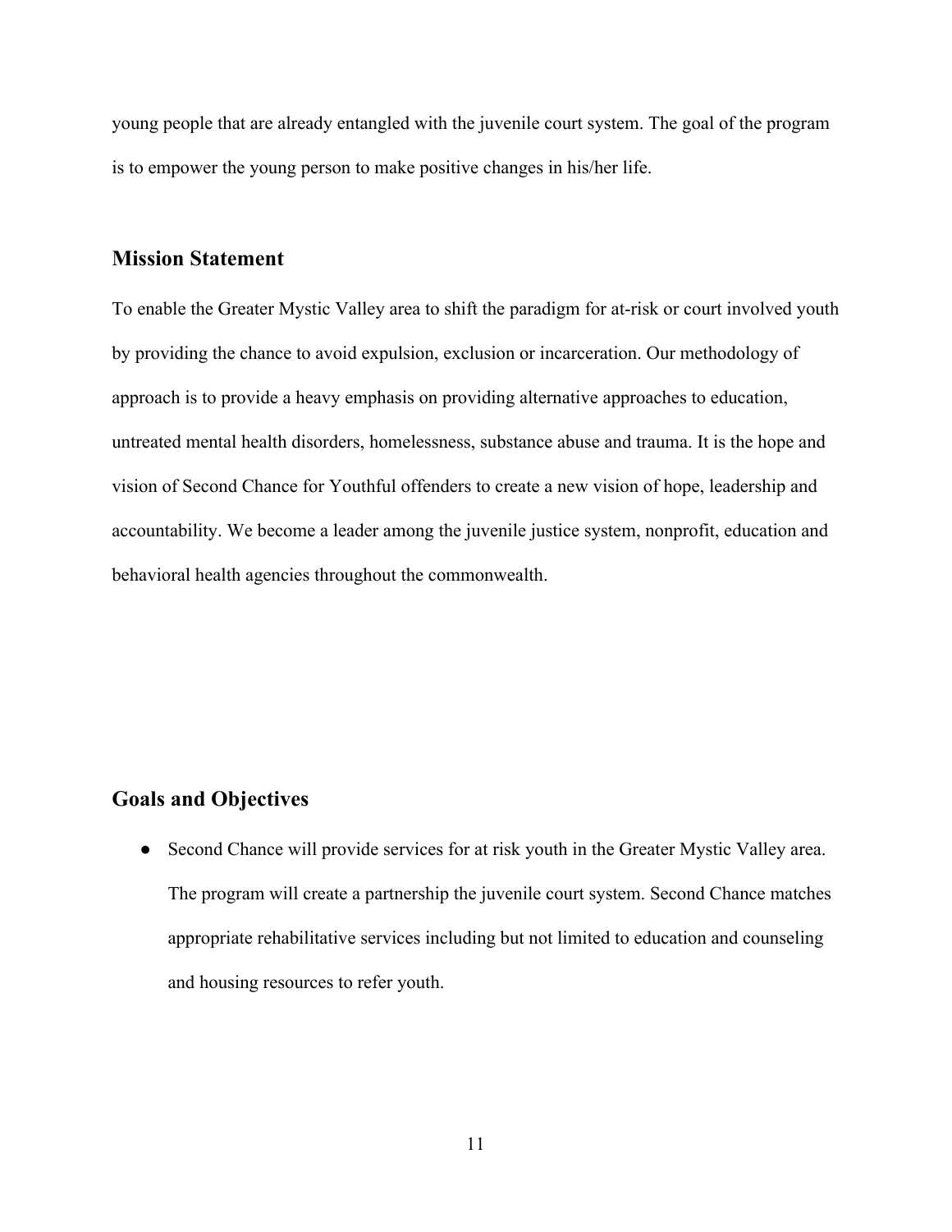young people that are already entangled with the juvenile court system. The goal of the program is to empower the young person to make positive changes in his/her life.

## Mission Statement

To enable the Greater Mystic Valley area to shift the paradigm for at-risk or court involved youth by providing the chance to avoid expulsion, exclusion or incarceration. Our methodology of approach is to provide a heavy emphasis on providing alternative approaches to education, untreated mental health disorders, homelessness, substance abuse and trauma. It is the hope and vision of Second Chance for Youthful offenders to create a new vision of hope, leadership and accountability. We become a leader among the juvenile justice system, nonprofit, education and behavioral health agencies throughout the commonwealth.

## Goals and Objectives

- Second Chance will provide services for at risk youth in the Greater Mystic Valley area. The program will create a partnership the juvenile court system. Second Chance matches appropriate rehabilitative services including but not limited to education and counseling and housing resources to refer youth.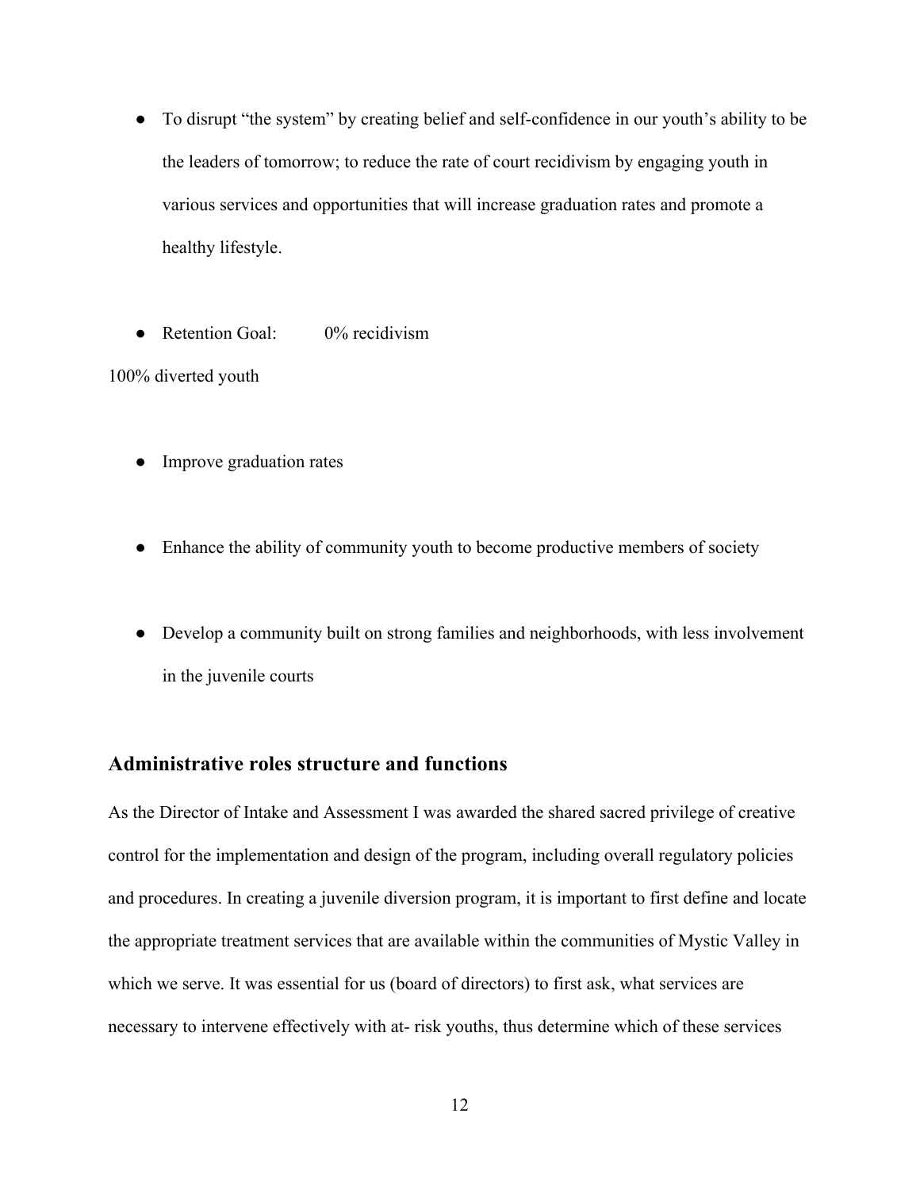- To disrupt “the system” by creating belief and self-confidence in our youth’s ability to be the leaders of tomorrow; to reduce the rate of court recidivism by engaging youth in various services and opportunities that will increase graduation rates and promote a healthy lifestyle.

- Retention Goal: 0% recidivism

100% diverted youth

- Improve graduation rates

- Enhance the ability of community youth to become productive members of society

- Develop a community built on strong families and neighborhoods, with less involvement in the juvenile courts

## Administrative roles structure and functions

As the Director of Intake and Assessment I was awarded the shared sacred privilege of creative control for the implementation and design of the program, including overall regulatory policies and procedures. In creating a juvenile diversion program, it is important to first define and locate the appropriate treatment services that are available within the communities of Mystic Valley in which we serve. It was essential for us (board of directors) to first ask, what services are necessary to intervene effectively with at- risk youths, thus determine which of these services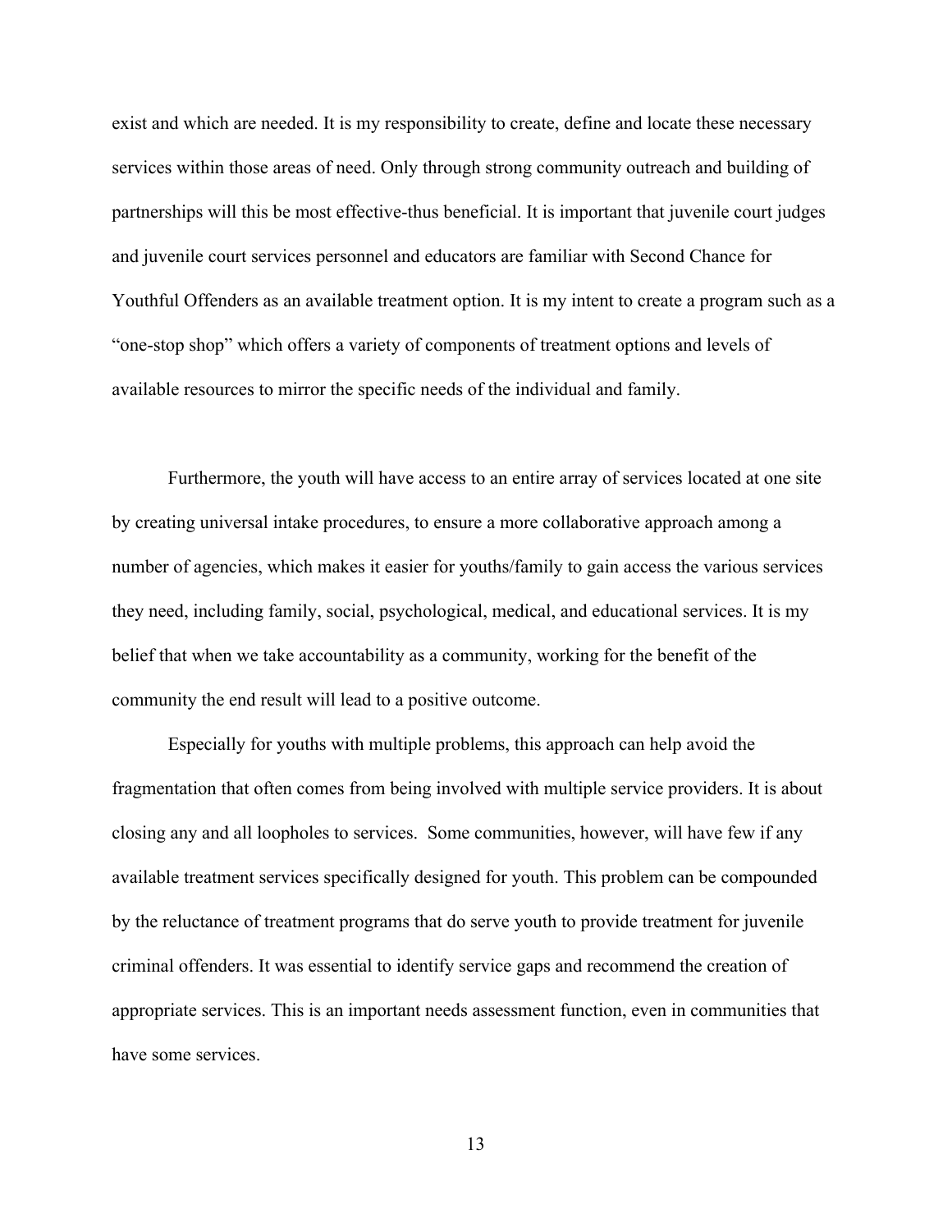exist and which are needed. It is my responsibility to create, define and locate these necessary services within those areas of need. Only through strong community outreach and building of partnerships will this be most effective-thus beneficial. It is important that juvenile court judges and juvenile court services personnel and educators are familiar with Second Chance for Youthful Offenders as an available treatment option. It is my intent to create a program such as a “one-stop shop” which offers a variety of components of treatment options and levels of available resources to mirror the specific needs of the individual and family.

Furthermore, the youth will have access to an entire array of services located at one site by creating universal intake procedures, to ensure a more collaborative approach among a number of agencies, which makes it easier for youths/family to gain access the various services they need, including family, social, psychological, medical, and educational services. It is my belief that when we take accountability as a community, working for the benefit of the community the end result will lead to a positive outcome.

Especially for youths with multiple problems, this approach can help avoid the fragmentation that often comes from being involved with multiple service providers. It is about closing any and all loopholes to services. Some communities, however, will have few if any available treatment services specifically designed for youth. This problem can be compounded by the reluctance of treatment programs that do serve youth to provide treatment for juvenile criminal offenders. It was essential to identify service gaps and recommend the creation of appropriate services. This is an important needs assessment function, even in communities that have some services.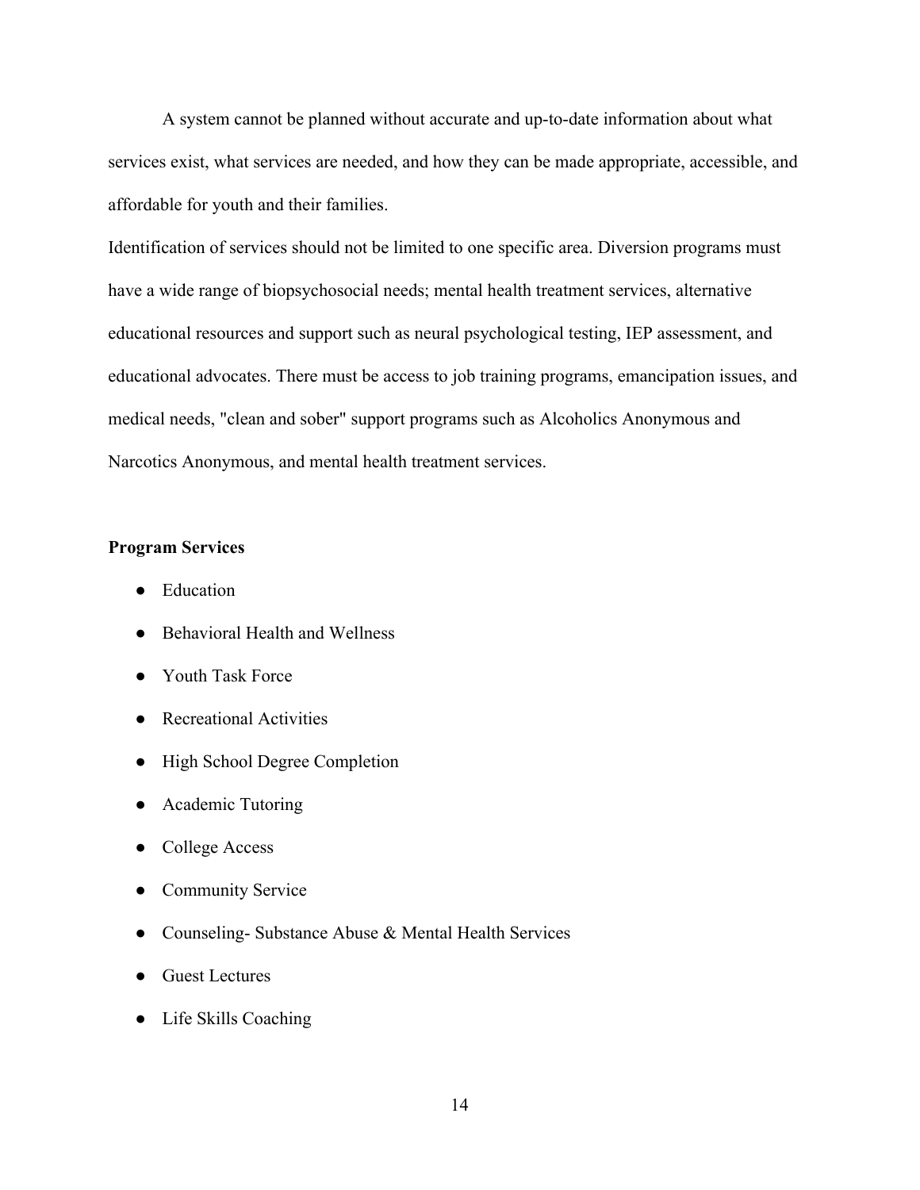A system cannot be planned without accurate and up-to-date information about what services exist, what services are needed, and how they can be made appropriate, accessible, and affordable for youth and their families.

Identification of services should not be limited to one specific area. Diversion programs must have a wide range of biopsychosocial needs; mental health treatment services, alternative educational resources and support such as neural psychological testing, IEP assessment, and educational advocates. There must be access to job training programs, emancipation issues, and medical needs, "clean and sober" support programs such as Alcoholics Anonymous and Narcotics Anonymous, and mental health treatment services.

**Program Services**

- Education
- Behavioral Health and Wellness
- Youth Task Force
- Recreational Activities
- High School Degree Completion
- Academic Tutoring
- College Access
- Community Service
- Counseling- Substance Abuse & Mental Health Services
- Guest Lectures
- Life Skills Coaching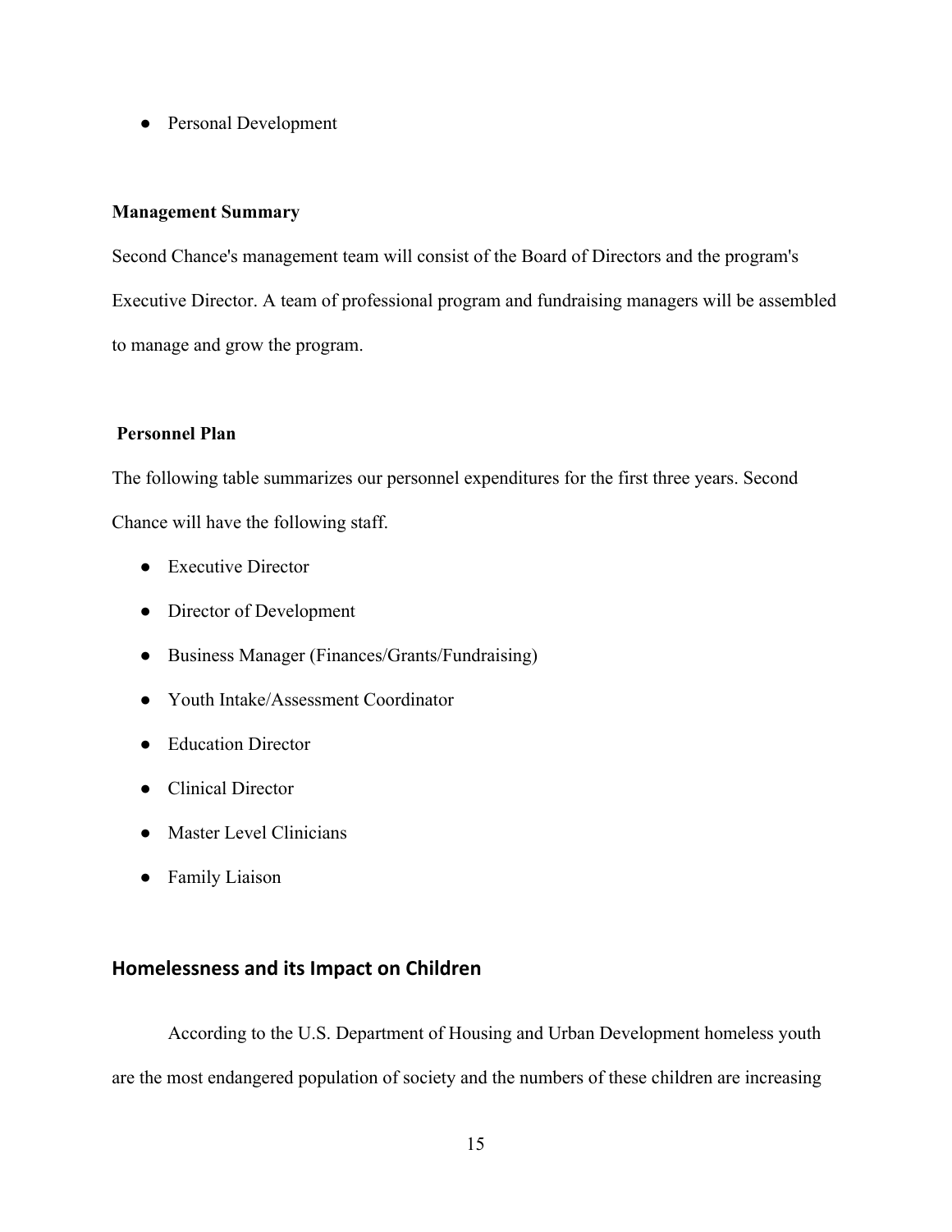- Personal Development

**Management Summary**

Second Chance's management team will consist of the Board of Directors and the program's Executive Director. A team of professional program and fundraising managers will be assembled to manage and grow the program.

**Personnel Plan**

The following table summarizes our personnel expenditures for the first three years. Second Chance will have the following staff.

- Executive Director
- Director of Development
- Business Manager (Finances/Grants/Fundraising)
- Youth Intake/Assessment Coordinator
- Education Director
- Clinical Director
- Master Level Clinicians
- Family Liaison

## Homelessness and its Impact on Children

According to the U.S. Department of Housing and Urban Development homeless youth are the most endangered population of society and the numbers of these children are increasing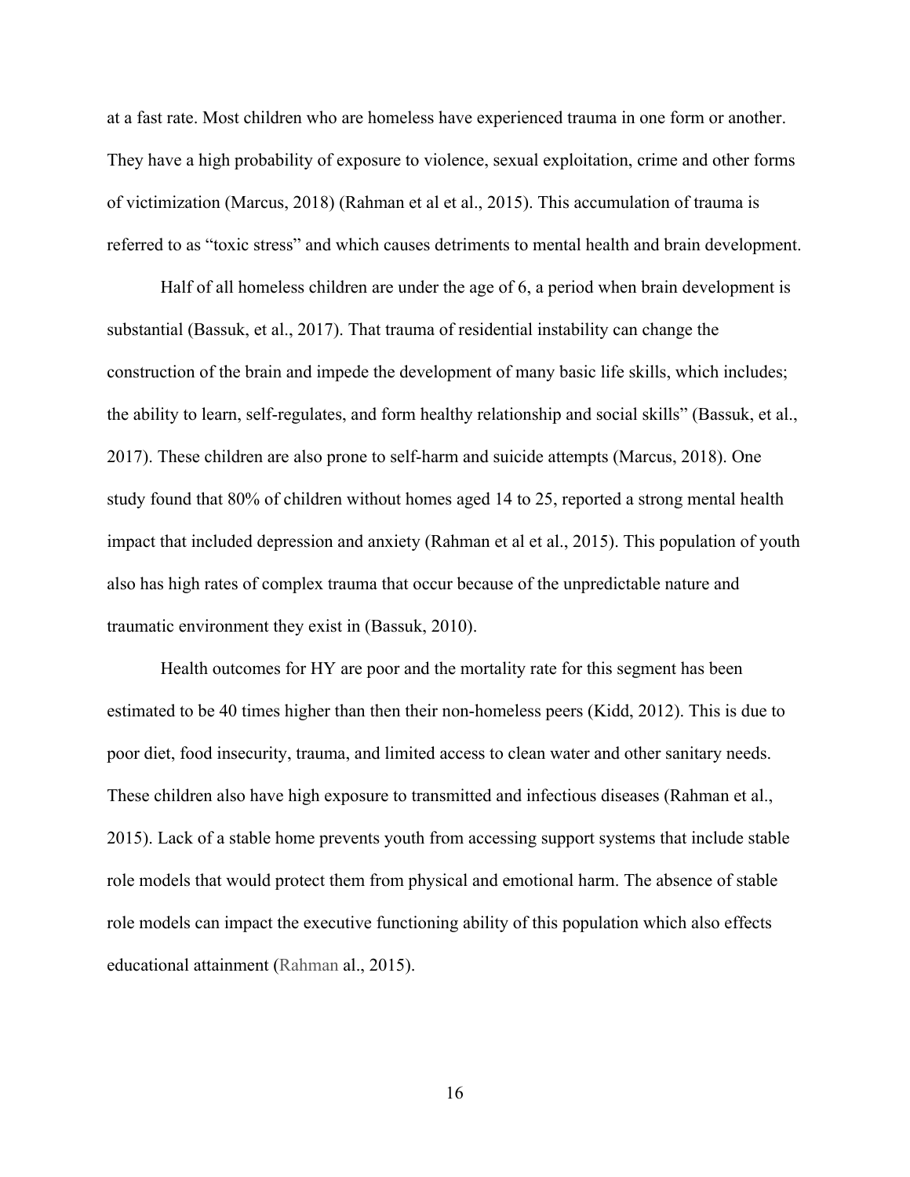at a fast rate. Most children who are homeless have experienced trauma in one form or another. They have a high probability of exposure to violence, sexual exploitation, crime and other forms of victimization (Marcus, 2018) (Rahman et al et al., 2015). This accumulation of trauma is referred to as "toxic stress" and which causes detriments to mental health and brain development.

Half of all homeless children are under the age of 6, a period when brain development is substantial (Bassuk, et al., 2017). That trauma of residential instability can change the construction of the brain and impede the development of many basic life skills, which includes; the ability to learn, self-regulates, and form healthy relationship and social skills" (Bassuk, et al., 2017). These children are also prone to self-harm and suicide attempts (Marcus, 2018). One study found that 80% of children without homes aged 14 to 25, reported a strong mental health impact that included depression and anxiety (Rahman et al et al., 2015). This population of youth also has high rates of complex trauma that occur because of the unpredictable nature and traumatic environment they exist in (Bassuk, 2010).

Health outcomes for HY are poor and the mortality rate for this segment has been estimated to be 40 times higher than then their non-homeless peers (Kidd, 2012). This is due to poor diet, food insecurity, trauma, and limited access to clean water and other sanitary needs. These children also have high exposure to transmitted and infectious diseases (Rahman et al., 2015). Lack of a stable home prevents youth from accessing support systems that include stable role models that would protect them from physical and emotional harm. The absence of stable role models can impact the executive functioning ability of this population which also effects educational attainment (Rahman al., 2015).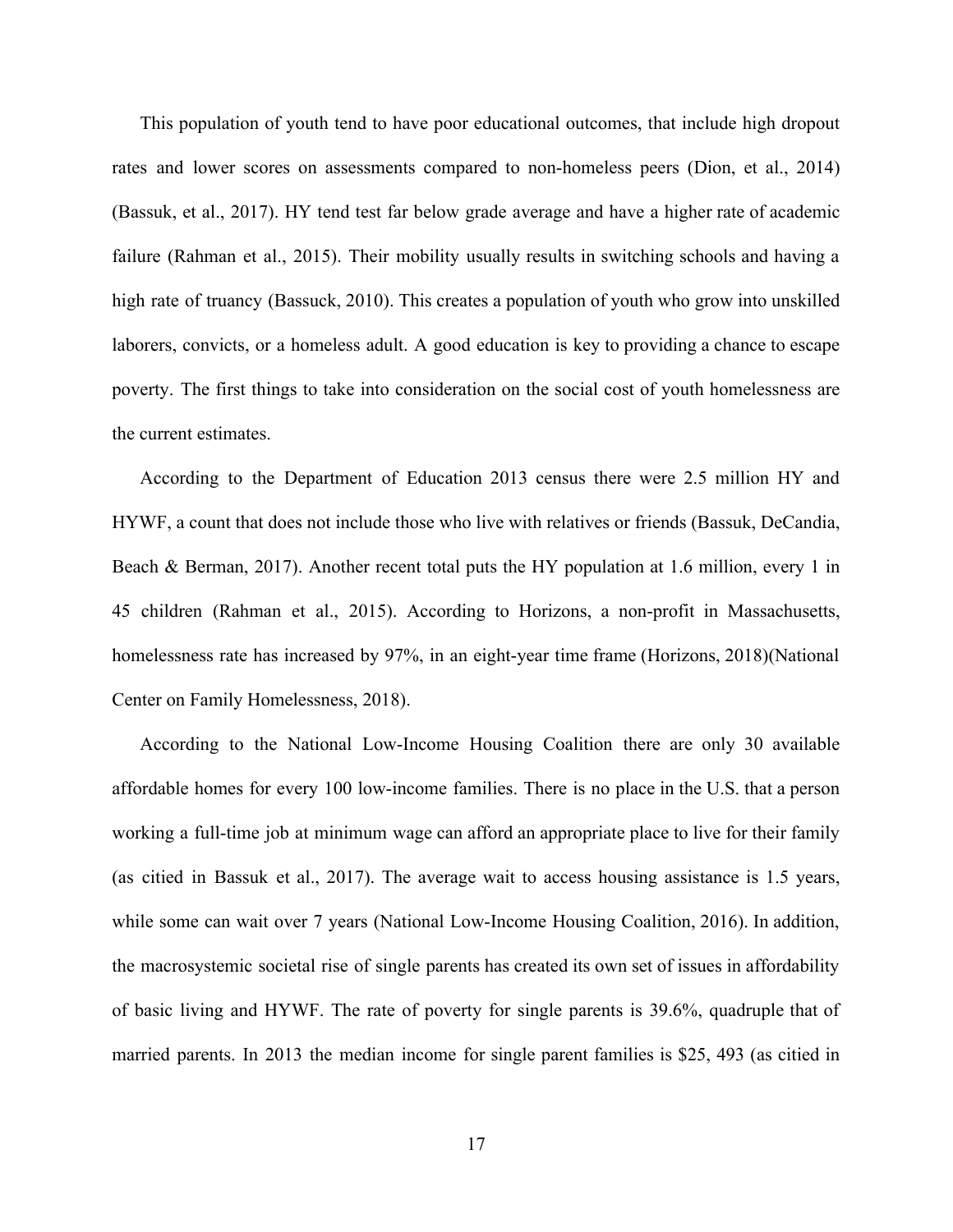This population of youth tend to have poor educational outcomes, that include high dropout rates and lower scores on assessments compared to non-homeless peers (Dion, et al., 2014) (Bassuk, et al., 2017). HY tend test far below grade average and have a higher rate of academic failure (Rahman et al., 2015). Their mobility usually results in switching schools and having a high rate of truancy (Bassuck, 2010). This creates a population of youth who grow into unskilled laborers, convicts, or a homeless adult. A good education is key to providing a chance to escape poverty. The first things to take into consideration on the social cost of youth homelessness are the current estimates.

According to the Department of Education 2013 census there were 2.5 million HY and HYWF, a count that does not include those who live with relatives or friends (Bassuk, DeCandia, Beach & Berman, 2017). Another recent total puts the HY population at 1.6 million, every 1 in 45 children (Rahman et al., 2015). According to Horizons, a non-profit in Massachusetts, homelessness rate has increased by 97%, in an eight-year time frame (Horizons, 2018)(National Center on Family Homelessness, 2018).

According to the National Low-Income Housing Coalition there are only 30 available affordable homes for every 100 low-income families. There is no place in the U.S. that a person working a full-time job at minimum wage can afford an appropriate place to live for their family (as citied in Bassuk et al., 2017). The average wait to access housing assistance is 1.5 years, while some can wait over 7 years (National Low-Income Housing Coalition, 2016). In addition, the macrosystemic societal rise of single parents has created its own set of issues in affordability of basic living and HYWF. The rate of poverty for single parents is 39.6%, quadruple that of married parents. In 2013 the median income for single parent families is $25, 493 (as citied in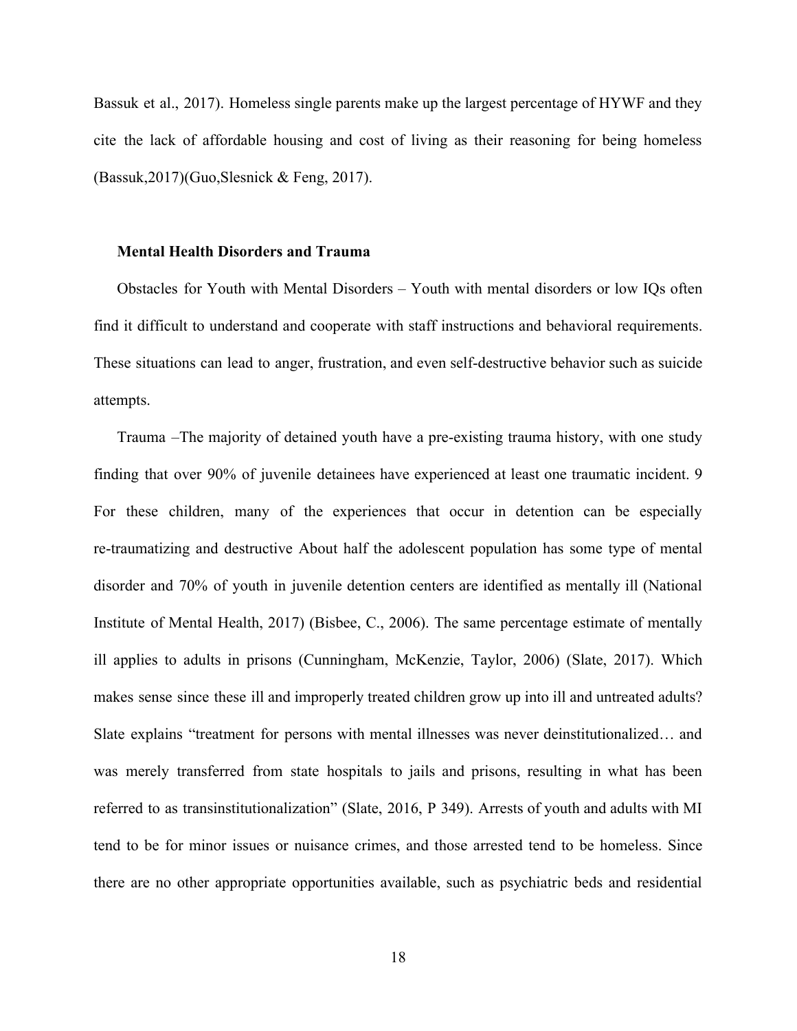Bassuk et al., 2017). Homeless single parents make up the largest percentage of HYWF and they cite the lack of affordable housing and cost of living as their reasoning for being homeless (Bassuk,2017)(Guo,Slesnick & Feng, 2017).

**Mental Health Disorders and Trauma**

Obstacles for Youth with Mental Disorders – Youth with mental disorders or low IQs often find it difficult to understand and cooperate with staff instructions and behavioral requirements. These situations can lead to anger, frustration, and even self-destructive behavior such as suicide attempts.

Trauma –The majority of detained youth have a pre-existing trauma history, with one study finding that over 90% of juvenile detainees have experienced at least one traumatic incident. 9 For these children, many of the experiences that occur in detention can be especially re-traumatizing and destructive About half the adolescent population has some type of mental disorder and 70% of youth in juvenile detention centers are identified as mentally ill (National Institute of Mental Health, 2017) (Bisbee, C., 2006). The same percentage estimate of mentally ill applies to adults in prisons (Cunningham, McKenzie, Taylor, 2006) (Slate, 2017). Which makes sense since these ill and improperly treated children grow up into ill and untreated adults? Slate explains "treatment for persons with mental illnesses was never deinstitutionalized… and was merely transferred from state hospitals to jails and prisons, resulting in what has been referred to as transinstitutionalization" (Slate, 2016, P 349). Arrests of youth and adults with MI tend to be for minor issues or nuisance crimes, and those arrested tend to be homeless. Since there are no other appropriate opportunities available, such as psychiatric beds and residential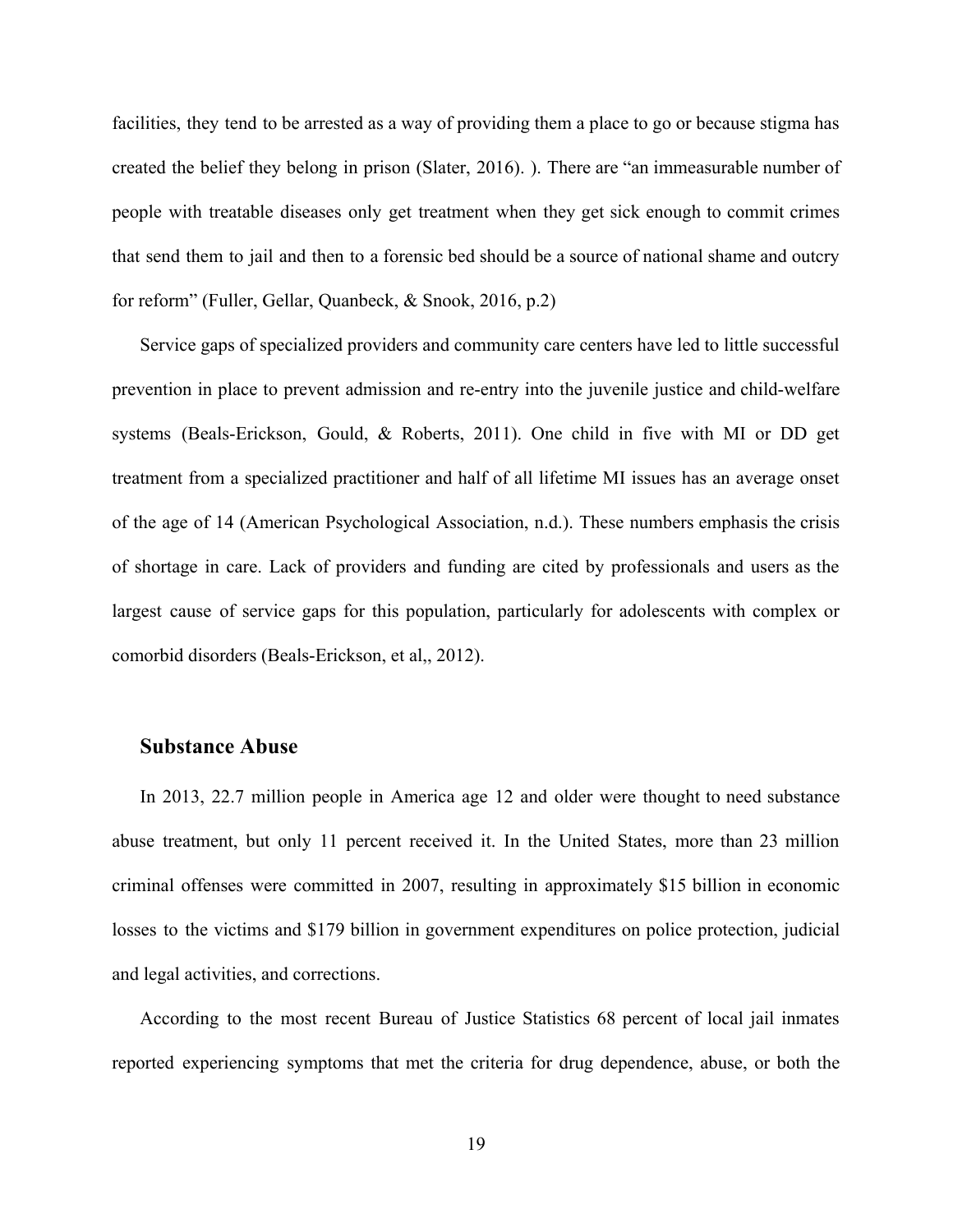facilities, they tend to be arrested as a way of providing them a place to go or because stigma has created the belief they belong in prison (Slater, 2016). ). There are "an immeasurable number of people with treatable diseases only get treatment when they get sick enough to commit crimes that send them to jail and then to a forensic bed should be a source of national shame and outcry for reform" (Fuller, Gellar, Quanbeck, & Snook, 2016, p.2)

Service gaps of specialized providers and community care centers have led to little successful prevention in place to prevent admission and re-entry into the juvenile justice and child-welfare systems (Beals-Erickson, Gould, & Roberts, 2011). One child in five with MI or DD get treatment from a specialized practitioner and half of all lifetime MI issues has an average onset of the age of 14 (American Psychological Association, n.d.). These numbers emphasis the crisis of shortage in care. Lack of providers and funding are cited by professionals and users as the largest cause of service gaps for this population, particularly for adolescents with complex or comorbid disorders (Beals-Erickson, et al,, 2012).

## Substance Abuse

In 2013, 22.7 million people in America age 12 and older were thought to need substance abuse treatment, but only 11 percent received it. In the United States, more than 23 million criminal offenses were committed in 2007, resulting in approximately $15 billion in economic losses to the victims and $179 billion in government expenditures on police protection, judicial and legal activities, and corrections.

According to the most recent Bureau of Justice Statistics 68 percent of local jail inmates reported experiencing symptoms that met the criteria for drug dependence, abuse, or both the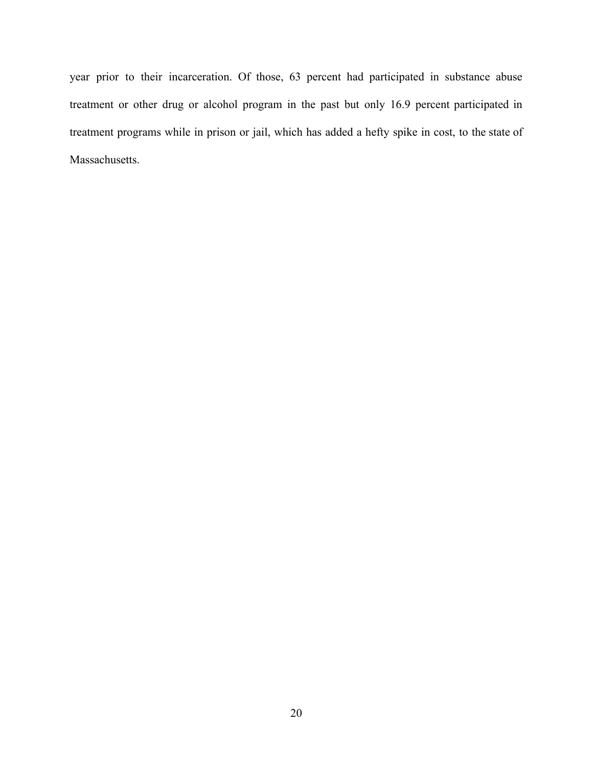year prior to their incarceration. Of those, 63 percent had participated in substance abuse treatment or other drug or alcohol program in the past but only 16.9 percent participated in treatment programs while in prison or jail, which has added a hefty spike in cost, to the state of Massachusetts.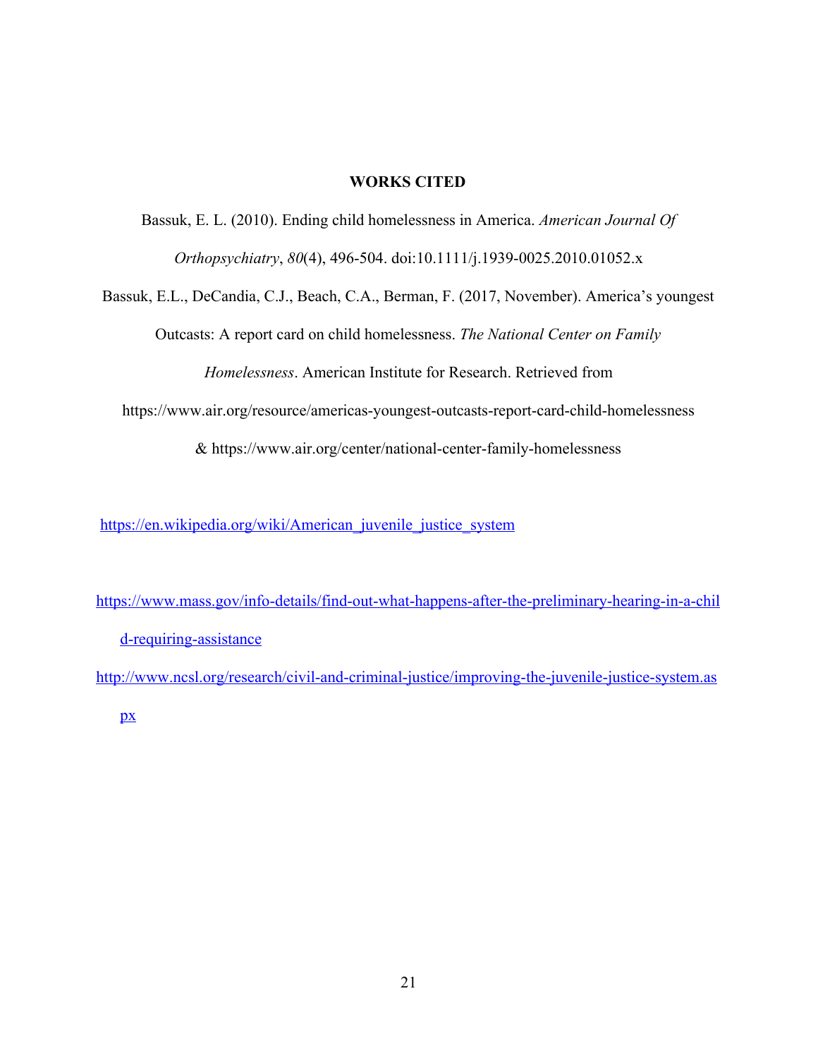## WORKS CITED

Bassuk, E. L. (2010). Ending child homelessness in America. *American Journal Of Orthopsychiatry*, *80*(4), 496-504. doi:10.1111/j.1939-0025.2010.01052.x

Bassuk, E.L., DeCandia, C.J., Beach, C.A., Berman, F. (2017, November). America's youngest Outcasts: A report card on child homelessness. *The National Center on Family Homelessness*. American Institute for Research. Retrieved from https://www.air.org/resource/americas-youngest-outcasts-report-card-child-homelessness & https://www.air.org/center/national-center-family-homelessness

https://en.wikipedia.org/wiki/American_juvenile_justice_system

https://www.mass.gov/info-details/find-out-what-happens-after-the-preliminary-hearing-in-a-child-requiring-assistance

http://www.ncsl.org/research/civil-and-criminal-justice/improving-the-juvenile-justice-system.aspx